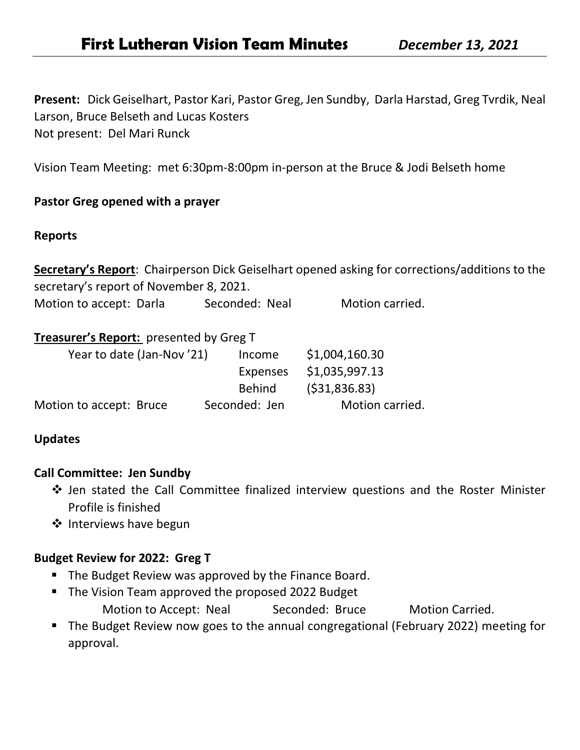# First Lutheran Vision Team Minutes *December 13, 2021*

**Present:** Dick Geiselhart, Pastor Kari, Pastor Greg, Jen Sundby, Darla Harstad, Greg Tvrdik, Neal Larson, Bruce Belseth and Lucas Kosters
Not present: Del Mari Runck

Vision Team Meeting: met 6:30pm-8:00pm in-person at the Bruce & Jodi Belseth home

**Pastor Greg opened with a prayer**

**Reports**

**Secretary's Report**: Chairperson Dick Geiselhart opened asking for corrections/additions to the secretary's report of November 8, 2021.
Motion to accept: Darla Seconded: Neal Motion carried.

**Treasurer's Report:** presented by Greg T

| | | |
|---|---|---|
| Year to date (Jan-Nov '21) | Income | $1,004,160.30 |
| | Expenses | $1,035,997.13 |
| | Behind | ($31,836.83) |

Motion to accept: Bruce Seconded: Jen Motion carried.

**Updates**

**Call Committee: Jen Sundby**

- Jen stated the Call Committee finalized interview questions and the Roster Minister Profile is finished
- Interviews have begun

**Budget Review for 2022: Greg T**

- The Budget Review was approved by the Finance Board.
- The Vision Team approved the proposed 2022 Budget
  Motion to Accept: Neal Seconded: Bruce Motion Carried.
- The Budget Review now goes to the annual congregational (February 2022) meeting for approval.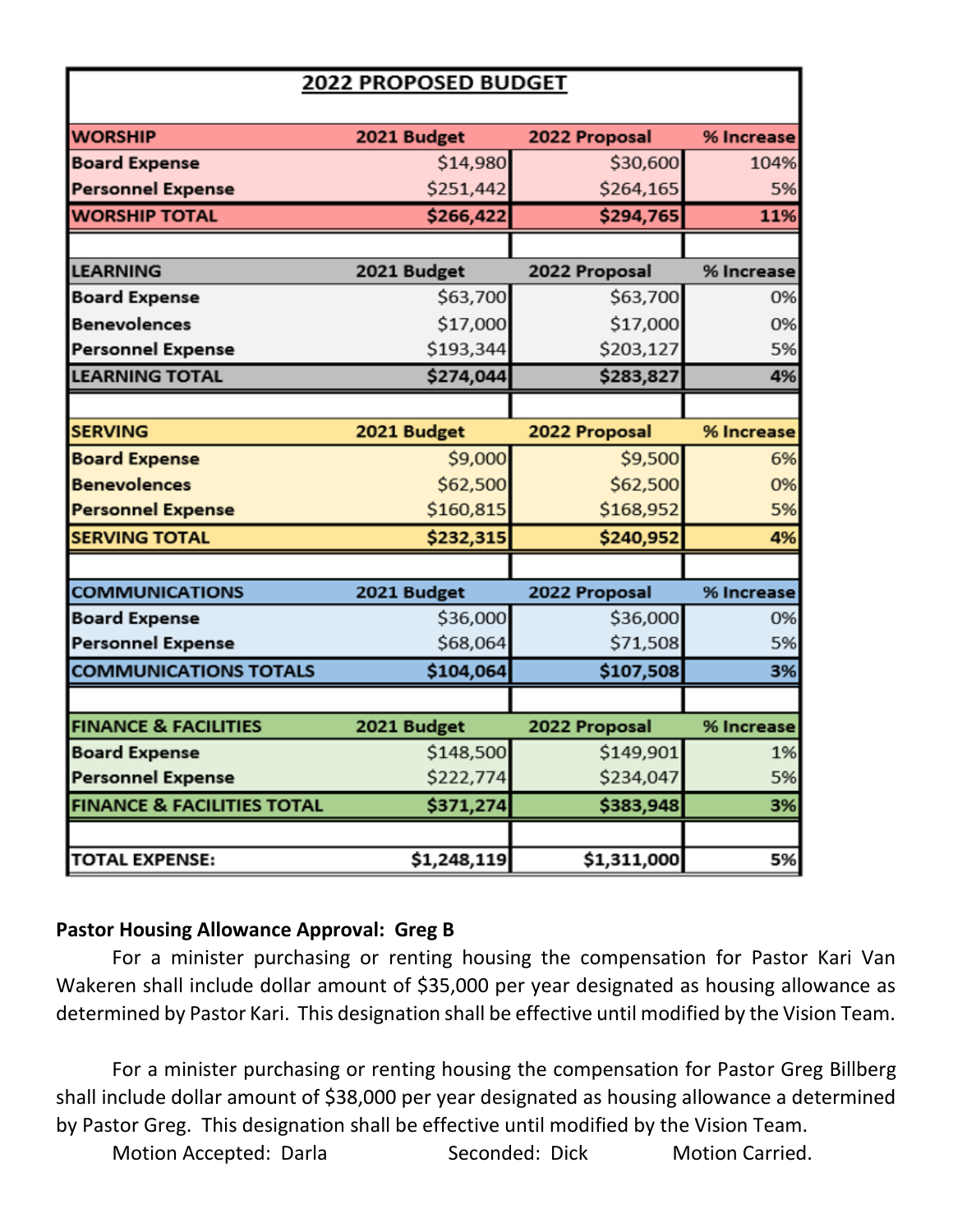## 2022 PROPOSED BUDGET

| WORSHIP | 2021 Budget | 2022 Proposal | % Increase |
|---|---|---|---|
| Board Expense | $14,980 | $30,600 | 104% |
| Personnel Expense | $251,442 | $264,165 | 5% |
| **WORSHIP TOTAL** | **$266,422** | **$294,765** | **11%** |
| | | | |
| **LEARNING** | **2021 Budget** | **2022 Proposal** | **% Increase** |
| Board Expense | $63,700 | $63,700 | 0% |
| Benevolences | $17,000 | $17,000 | 0% |
| Personnel Expense | $193,344 | $203,127 | 5% |
| **LEARNING TOTAL** | **$274,044** | **$283,827** | **4%** |
| | | | |
| **SERVING** | **2021 Budget** | **2022 Proposal** | **% Increase** |
| Board Expense | $9,000 | $9,500 | 6% |
| Benevolences | $62,500 | $62,500 | 0% |
| Personnel Expense | $160,815 | $168,952 | 5% |
| **SERVING TOTAL** | **$232,315** | **$240,952** | **4%** |
| | | | |
| **COMMUNICATIONS** | **2021 Budget** | **2022 Proposal** | **% Increase** |
| Board Expense | $36,000 | $36,000 | 0% |
| Personnel Expense | $68,064 | $71,508 | 5% |
| **COMMUNICATIONS TOTALS** | **$104,064** | **$107,508** | **3%** |
| | | | |
| **FINANCE & FACILITIES** | **2021 Budget** | **2022 Proposal** | **% Increase** |
| Board Expense | $148,500 | $149,901 | 1% |
| Personnel Expense | $222,774 | $234,047 | 5% |
| **FINANCE & FACILITIES TOTAL** | **$371,274** | **$383,948** | **3%** |
| | | | |
| **TOTAL EXPENSE:** | **$1,248,119** | **$1,311,000** | **5%** |

**Pastor Housing Allowance Approval: Greg B**

For a minister purchasing or renting housing the compensation for Pastor Kari Van Wakeren shall include dollar amount of $35,000 per year designated as housing allowance as determined by Pastor Kari. This designation shall be effective until modified by the Vision Team.

For a minister purchasing or renting housing the compensation for Pastor Greg Billberg shall include dollar amount of $38,000 per year designated as housing allowance a determined by Pastor Greg. This designation shall be effective until modified by the Vision Team.

Motion Accepted: Darla Seconded: Dick Motion Carried.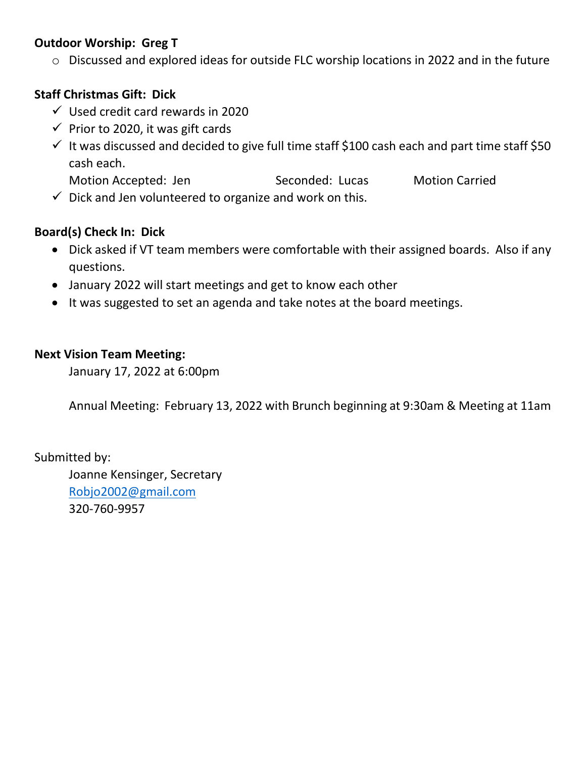**Outdoor Worship: Greg T**

- Discussed and explored ideas for outside FLC worship locations in 2022 and in the future

**Staff Christmas Gift: Dick**

- ✓ Used credit card rewards in 2020
- ✓ Prior to 2020, it was gift cards
- ✓ It was discussed and decided to give full time staff $100 cash each and part time staff $50 cash each.

  Motion Accepted: Jen Seconded: Lucas Motion Carried
- ✓ Dick and Jen volunteered to organize and work on this.

**Board(s) Check In: Dick**

- Dick asked if VT team members were comfortable with their assigned boards. Also if any questions.
- January 2022 will start meetings and get to know each other
- It was suggested to set an agenda and take notes at the board meetings.

**Next Vision Team Meeting:**

January 17, 2022 at 6:00pm

Annual Meeting: February 13, 2022 with Brunch beginning at 9:30am & Meeting at 11am

Submitted by:

Joanne Kensinger, Secretary
Robjo2002@gmail.com
320-760-9957